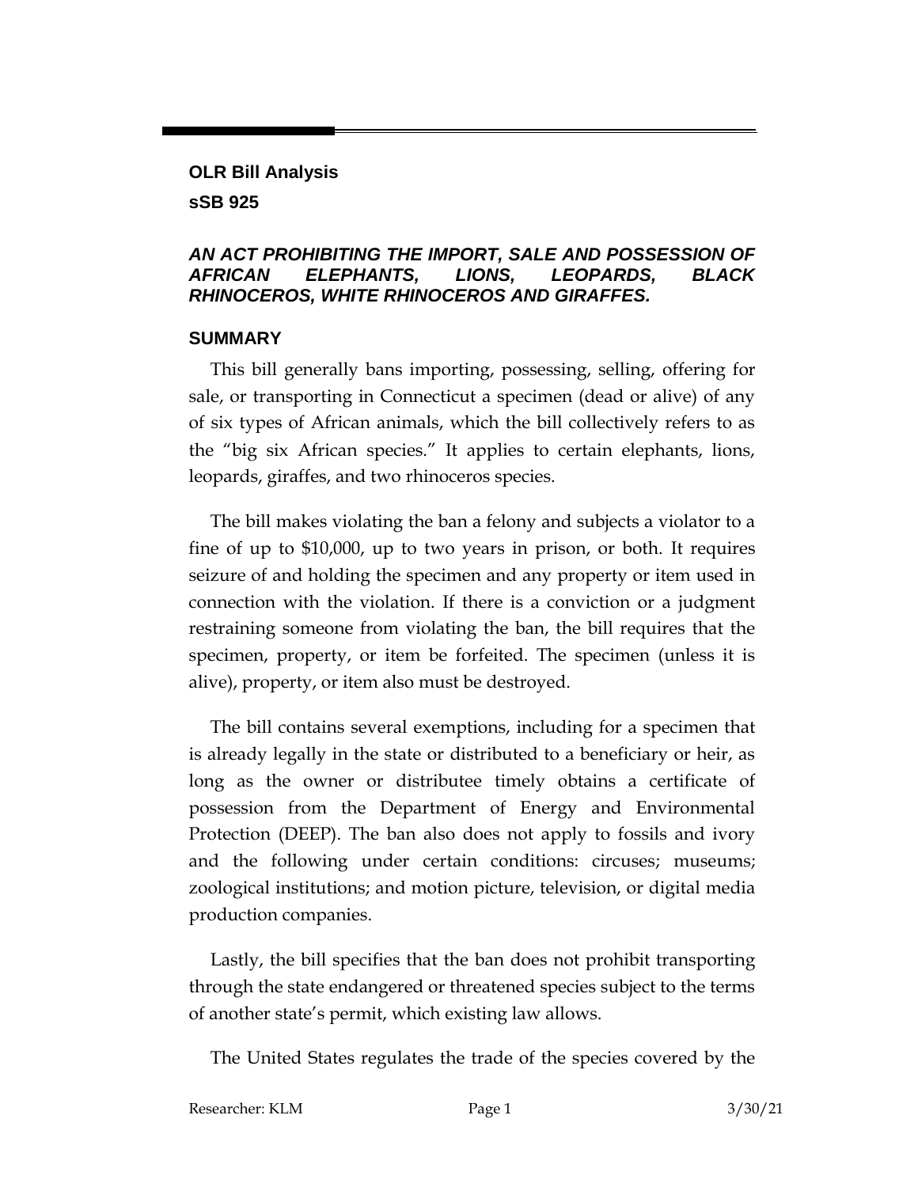**OLR Bill Analysis**

**sSB 925**

## *AN ACT PROHIBITING THE IMPORT, SALE AND POSSESSION OF AFRICAN ELEPHANTS, LIONS, LEOPARDS, BLACK RHINOCEROS, WHITE RHINOCEROS AND GIRAFFES.*

## SUMMARY

This bill generally bans importing, possessing, selling, offering for sale, or transporting in Connecticut a specimen (dead or alive) of any of six types of African animals, which the bill collectively refers to as the "big six African species." It applies to certain elephants, lions, leopards, giraffes, and two rhinoceros species.

The bill makes violating the ban a felony and subjects a violator to a fine of up to $10,000, up to two years in prison, or both. It requires seizure of and holding the specimen and any property or item used in connection with the violation. If there is a conviction or a judgment restraining someone from violating the ban, the bill requires that the specimen, property, or item be forfeited. The specimen (unless it is alive), property, or item also must be destroyed.

The bill contains several exemptions, including for a specimen that is already legally in the state or distributed to a beneficiary or heir, as long as the owner or distributee timely obtains a certificate of possession from the Department of Energy and Environmental Protection (DEEP). The ban also does not apply to fossils and ivory and the following under certain conditions: circuses; museums; zoological institutions; and motion picture, television, or digital media production companies.

Lastly, the bill specifies that the ban does not prohibit transporting through the state endangered or threatened species subject to the terms of another state's permit, which existing law allows.

The United States regulates the trade of the species covered by the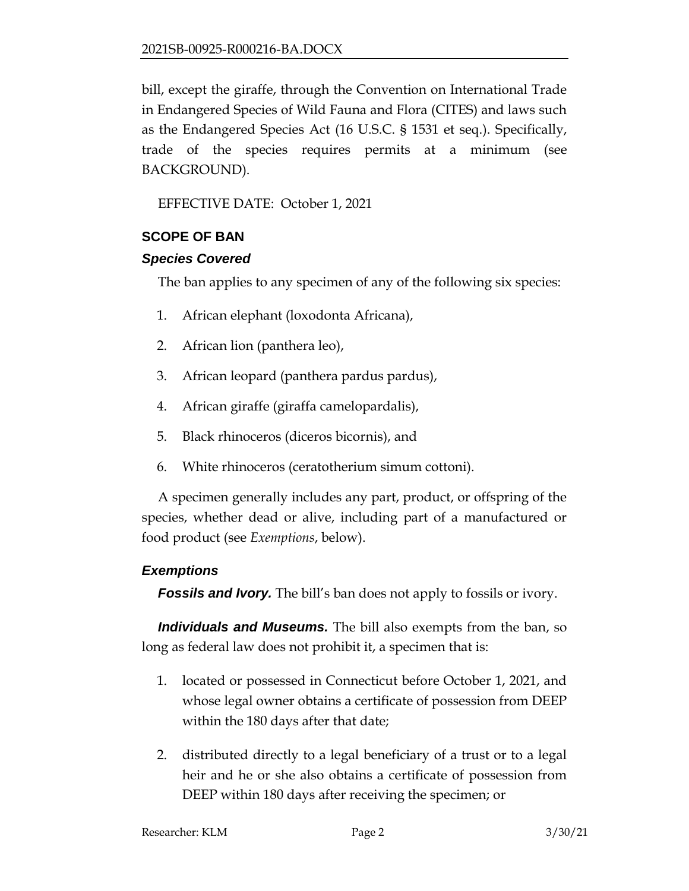bill, except the giraffe, through the Convention on International Trade in Endangered Species of Wild Fauna and Flora (CITES) and laws such as the Endangered Species Act (16 U.S.C. § 1531 et seq.). Specifically, trade of the species requires permits at a minimum (see BACKGROUND).

EFFECTIVE DATE: October 1, 2021

## SCOPE OF BAN

### *Species Covered*

The ban applies to any specimen of any of the following six species:

1. African elephant (loxodonta Africana),
2. African lion (panthera leo),
3. African leopard (panthera pardus pardus),
4. African giraffe (giraffa camelopardalis),
5. Black rhinoceros (diceros bicornis), and
6. White rhinoceros (ceratotherium simum cottoni).

A specimen generally includes any part, product, or offspring of the species, whether dead or alive, including part of a manufactured or food product (see *Exemptions*, below).

### *Exemptions*

***Fossils and Ivory.*** The bill's ban does not apply to fossils or ivory.

***Individuals and Museums.*** The bill also exempts from the ban, so long as federal law does not prohibit it, a specimen that is:

1. located or possessed in Connecticut before October 1, 2021, and whose legal owner obtains a certificate of possession from DEEP within the 180 days after that date;
2. distributed directly to a legal beneficiary of a trust or to a legal heir and he or she also obtains a certificate of possession from DEEP within 180 days after receiving the specimen; or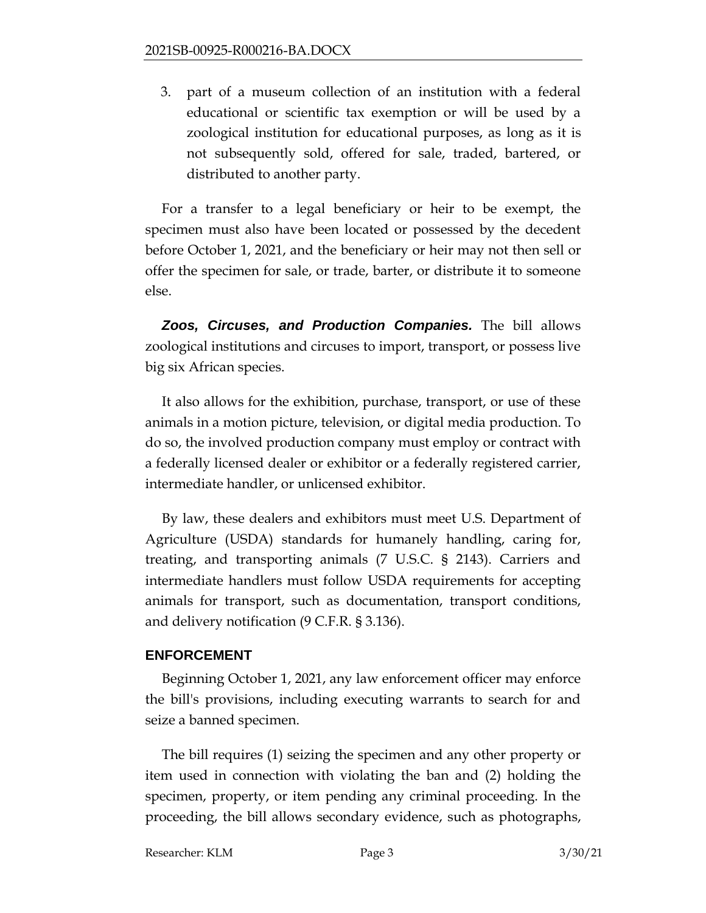3. part of a museum collection of an institution with a federal educational or scientific tax exemption or will be used by a zoological institution for educational purposes, as long as it is not subsequently sold, offered for sale, traded, bartered, or distributed to another party.

For a transfer to a legal beneficiary or heir to be exempt, the specimen must also have been located or possessed by the decedent before October 1, 2021, and the beneficiary or heir may not then sell or offer the specimen for sale, or trade, barter, or distribute it to someone else.

***Zoos, Circuses, and Production Companies.*** The bill allows zoological institutions and circuses to import, transport, or possess live big six African species.

It also allows for the exhibition, purchase, transport, or use of these animals in a motion picture, television, or digital media production. To do so, the involved production company must employ or contract with a federally licensed dealer or exhibitor or a federally registered carrier, intermediate handler, or unlicensed exhibitor.

By law, these dealers and exhibitors must meet U.S. Department of Agriculture (USDA) standards for humanely handling, caring for, treating, and transporting animals (7 U.S.C. § 2143). Carriers and intermediate handlers must follow USDA requirements for accepting animals for transport, such as documentation, transport conditions, and delivery notification (9 C.F.R. § 3.136).

## ENFORCEMENT

Beginning October 1, 2021, any law enforcement officer may enforce the bill's provisions, including executing warrants to search for and seize a banned specimen.

The bill requires (1) seizing the specimen and any other property or item used in connection with violating the ban and (2) holding the specimen, property, or item pending any criminal proceeding. In the proceeding, the bill allows secondary evidence, such as photographs,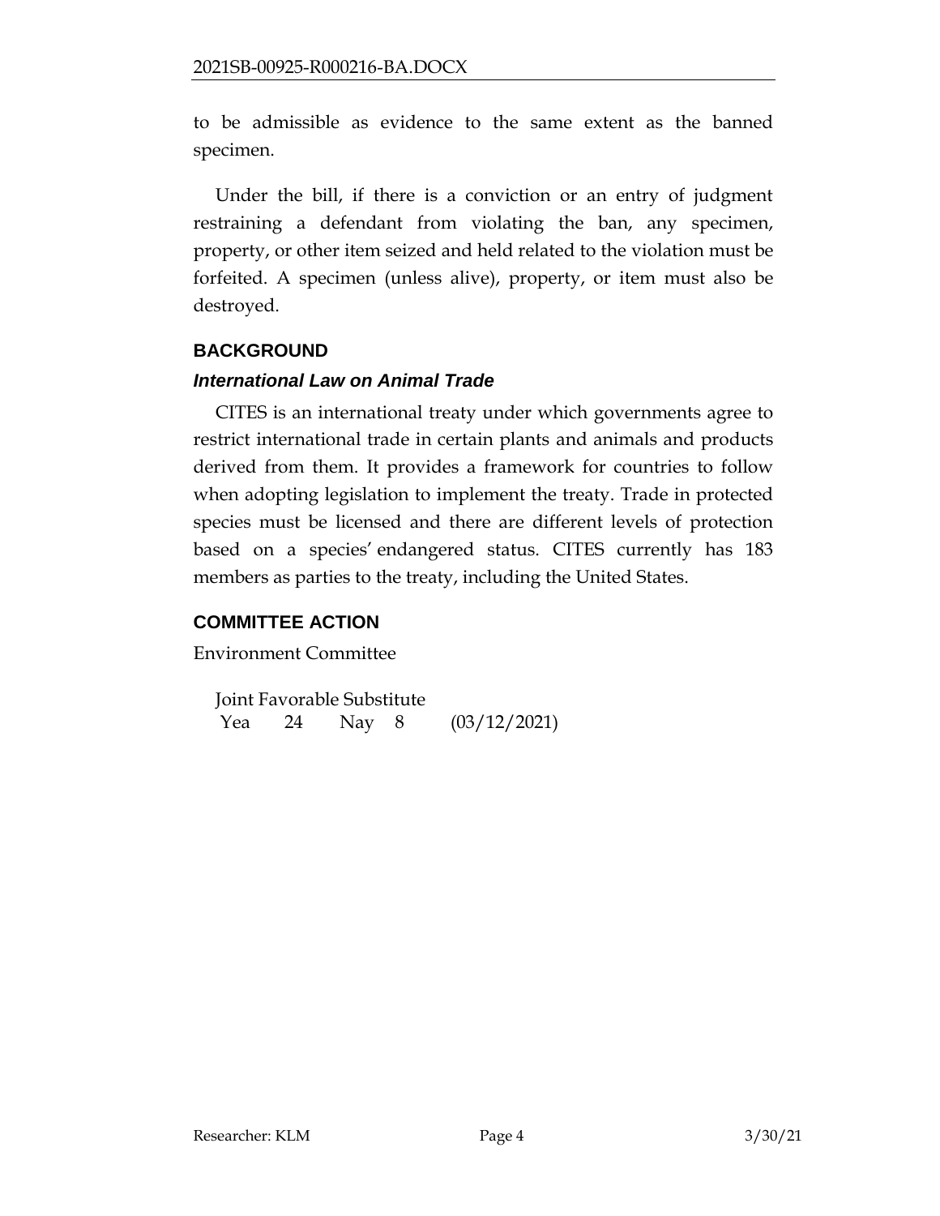to be admissible as evidence to the same extent as the banned specimen.

Under the bill, if there is a conviction or an entry of judgment restraining a defendant from violating the ban, any specimen, property, or other item seized and held related to the violation must be forfeited. A specimen (unless alive), property, or item must also be destroyed.

## BACKGROUND

### *International Law on Animal Trade*

CITES is an international treaty under which governments agree to restrict international trade in certain plants and animals and products derived from them. It provides a framework for countries to follow when adopting legislation to implement the treaty. Trade in protected species must be licensed and there are different levels of protection based on a species' endangered status. CITES currently has 183 members as parties to the treaty, including the United States.

## COMMITTEE ACTION

Environment Committee

| | | | | |
|---|---|---|---|---|
| Joint Favorable Substitute | | | | |
| Yea | 24 | Nay | 8 | (03/12/2021) |